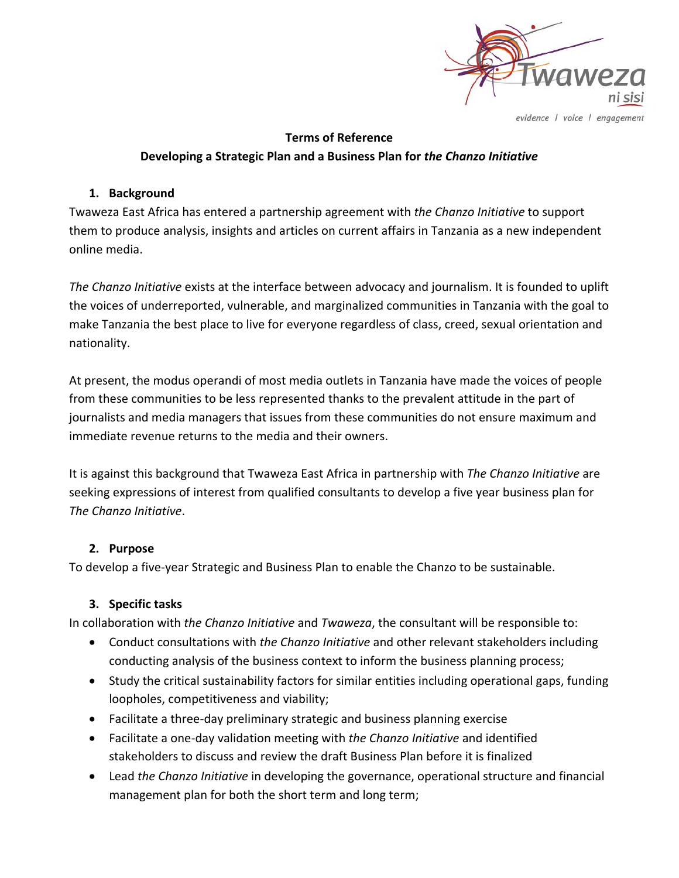**Terms of Reference**

**Developing a Strategic Plan and a Business Plan for *the Chanzo Initiative***

## 1. Background

Twaweza East Africa has entered a partnership agreement with *the Chanzo Initiative* to support them to produce analysis, insights and articles on current affairs in Tanzania as a new independent online media.

*The Chanzo Initiative* exists at the interface between advocacy and journalism. It is founded to uplift the voices of underreported, vulnerable, and marginalized communities in Tanzania with the goal to make Tanzania the best place to live for everyone regardless of class, creed, sexual orientation and nationality.

At present, the modus operandi of most media outlets in Tanzania have made the voices of people from these communities to be less represented thanks to the prevalent attitude in the part of journalists and media managers that issues from these communities do not ensure maximum and immediate revenue returns to the media and their owners.

It is against this background that Twaweza East Africa in partnership with *The Chanzo Initiative* are seeking expressions of interest from qualified consultants to develop a five year business plan for *The Chanzo Initiative*.

## 2. Purpose

To develop a five-year Strategic and Business Plan to enable the Chanzo to be sustainable.

## 3. Specific tasks

In collaboration with *the Chanzo Initiative* and *Twaweza*, the consultant will be responsible to:

- Conduct consultations with *the Chanzo Initiative* and other relevant stakeholders including conducting analysis of the business context to inform the business planning process;
- Study the critical sustainability factors for similar entities including operational gaps, funding loopholes, competitiveness and viability;
- Facilitate a three-day preliminary strategic and business planning exercise
- Facilitate a one-day validation meeting with *the Chanzo Initiative* and identified stakeholders to discuss and review the draft Business Plan before it is finalized
- Lead *the Chanzo Initiative* in developing the governance, operational structure and financial management plan for both the short term and long term;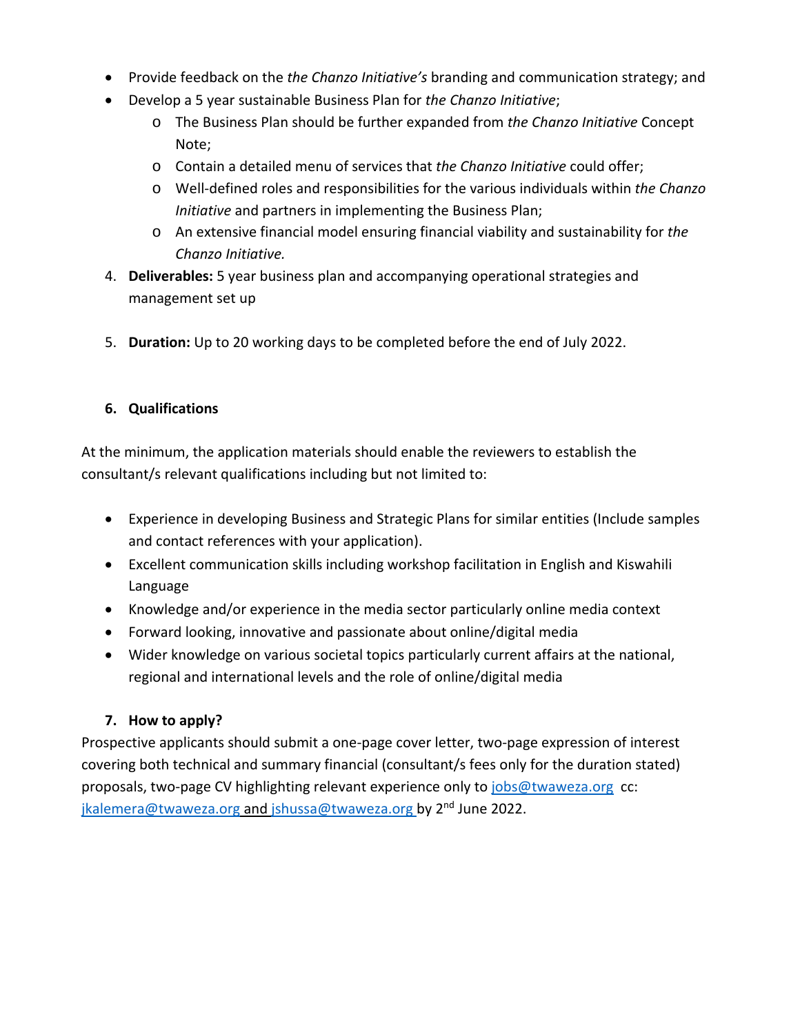- Provide feedback on the *the Chanzo Initiative's* branding and communication strategy; and
- Develop a 5 year sustainable Business Plan for *the Chanzo Initiative*;
  - The Business Plan should be further expanded from *the Chanzo Initiative* Concept Note;
  - Contain a detailed menu of services that *the Chanzo Initiative* could offer;
  - Well-defined roles and responsibilities for the various individuals within *the Chanzo Initiative* and partners in implementing the Business Plan;
  - An extensive financial model ensuring financial viability and sustainability for *the Chanzo Initiative.*

4. **Deliverables:** 5 year business plan and accompanying operational strategies and management set up

5. **Duration:** Up to 20 working days to be completed before the end of July 2022.

## 6. Qualifications

At the minimum, the application materials should enable the reviewers to establish the consultant/s relevant qualifications including but not limited to:

- Experience in developing Business and Strategic Plans for similar entities (Include samples and contact references with your application).
- Excellent communication skills including workshop facilitation in English and Kiswahili Language
- Knowledge and/or experience in the media sector particularly online media context
- Forward looking, innovative and passionate about online/digital media
- Wider knowledge on various societal topics particularly current affairs at the national, regional and international levels and the role of online/digital media

## 7. How to apply?

Prospective applicants should submit a one-page cover letter, two-page expression of interest covering both technical and summary financial (consultant/s fees only for the duration stated) proposals, two-page CV highlighting relevant experience only to jobs@twaweza.org cc: jkalemera@twaweza.org and jshussa@twaweza.org by 2nd June 2022.